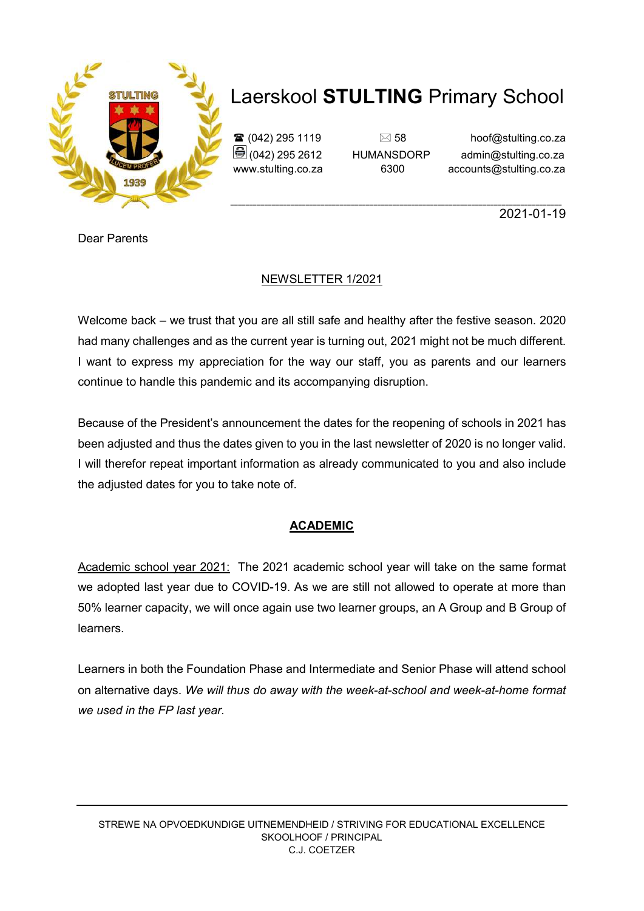# Laerskool **STULTING** Primary School

☎ (042) 295 1119
(042) 295 2612
www.stulting.co.za

✉ 58
HUMANSDORP
6300

hoof@stulting.co.za
admin@stulting.co.za
accounts@stulting.co.za

2021-01-19

Dear Parents

NEWSLETTER 1/2021

Welcome back – we trust that you are all still safe and healthy after the festive season. 2020 had many challenges and as the current year is turning out, 2021 might not be much different. I want to express my appreciation for the way our staff, you as parents and our learners continue to handle this pandemic and its accompanying disruption.

Because of the President's announcement the dates for the reopening of schools in 2021 has been adjusted and thus the dates given to you in the last newsletter of 2020 is no longer valid. I will therefor repeat important information as already communicated to you and also include the adjusted dates for you to take note of.

## ACADEMIC

Academic school year 2021: The 2021 academic school year will take on the same format we adopted last year due to COVID-19. As we are still not allowed to operate at more than 50% learner capacity, we will once again use two learner groups, an A Group and B Group of learners.

Learners in both the Foundation Phase and Intermediate and Senior Phase will attend school on alternative days. *We will thus do away with the week-at-school and week-at-home format we used in the FP last year.*

STREWE NA OPVOEDKUNDIGE UITNEMENDHEID / STRIVING FOR EDUCATIONAL EXCELLENCE
SKOOLHOOF / PRINCIPAL
C.J. COETZER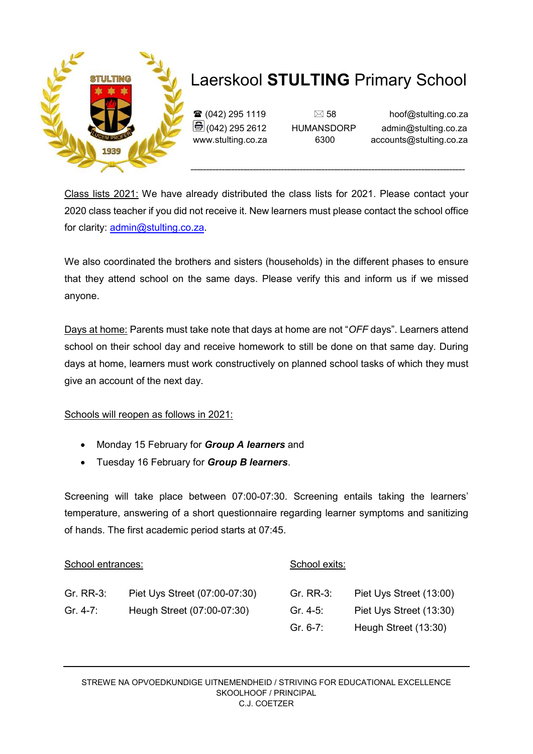# Laerskool **STULTING** Primary School

☎ (042) 295 1119
(042) 295 2612
www.stulting.co.za

✉ 58
HUMANSDORP
6300

hoof@stulting.co.za
admin@stulting.co.za
accounts@stulting.co.za

---

Class lists 2021: We have already distributed the class lists for 2021. Please contact your 2020 class teacher if you did not receive it. New learners must please contact the school office for clarity: admin@stulting.co.za.

We also coordinated the brothers and sisters (households) in the different phases to ensure that they attend school on the same days. Please verify this and inform us if we missed anyone.

Days at home: Parents must take note that days at home are not "*OFF* days". Learners attend school on their school day and receive homework to still be done on that same day. During days at home, learners must work constructively on planned school tasks of which they must give an account of the next day.

Schools will reopen as follows in 2021:

- Monday 15 February for ***Group A learners*** and
- Tuesday 16 February for ***Group B learners***.

Screening will take place between 07:00-07:30. Screening entails taking the learners' temperature, answering of a short questionnaire regarding learner symptoms and sanitizing of hands. The first academic period starts at 07:45.

School entrances:

| | |
|---|---|
| Gr. RR-3: | Piet Uys Street (07:00-07:30) |
| Gr. 4-7: | Heugh Street (07:00-07:30) |

School exits:

| | |
|---|---|
| Gr. RR-3: | Piet Uys Street (13:00) |
| Gr. 4-5: | Piet Uys Street (13:30) |
| Gr. 6-7: | Heugh Street (13:30) |

---

STREWE NA OPVOEDKUNDIGE UITNEMENDHEID / STRIVING FOR EDUCATIONAL EXCELLENCE
SKOOLHOOF / PRINCIPAL
C.J. COETZER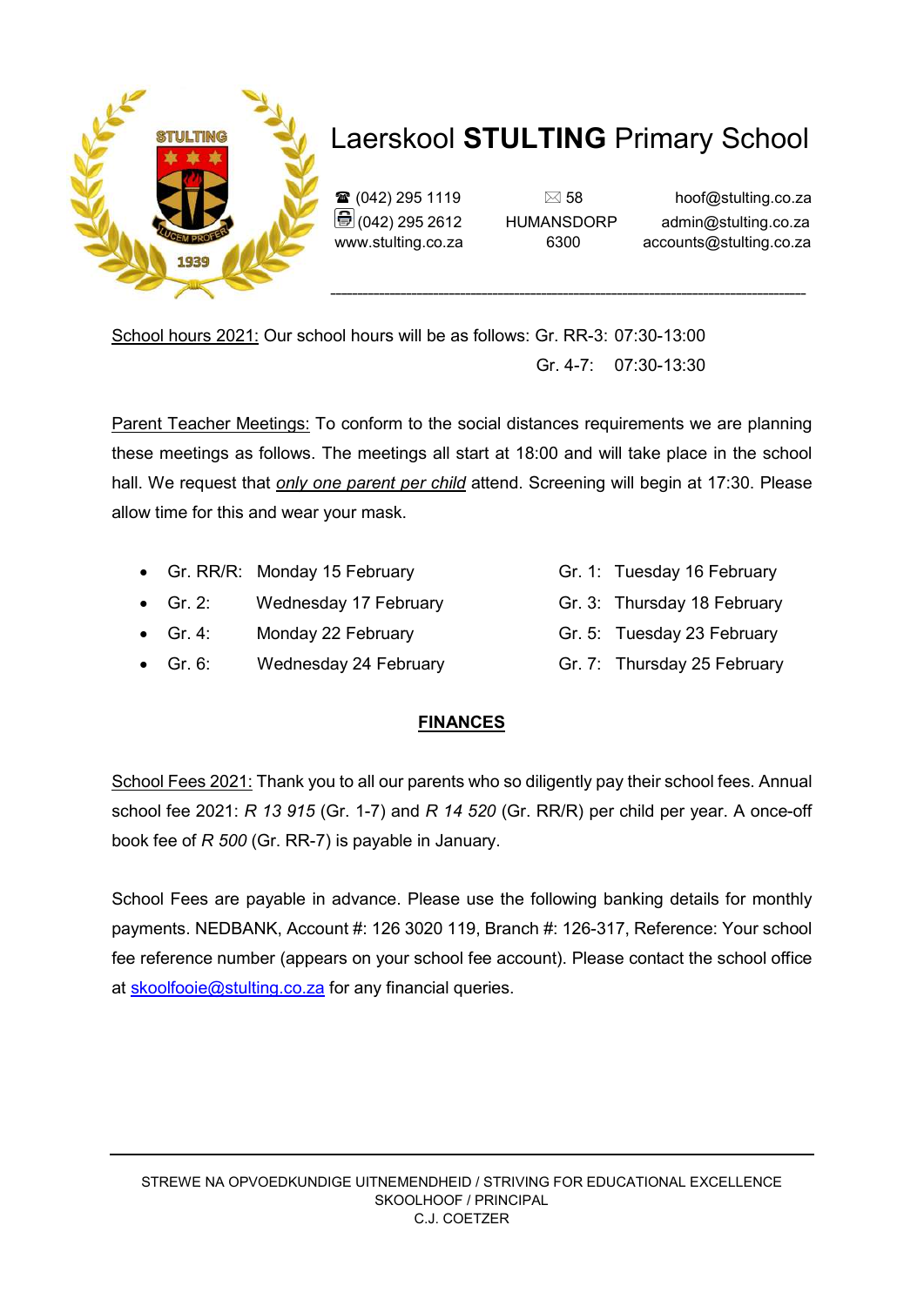# Laerskool **STULTING** Primary School

☎ (042) 295 1119
(042) 295 2612
www.stulting.co.za

✉ 58
HUMANSDORP
6300

hoof@stulting.co.za
admin@stulting.co.za
accounts@stulting.co.za

---

School hours 2021: Our school hours will be as follows: Gr. RR-3: 07:30-13:00
Gr. 4-7: 07:30-13:30

Parent Teacher Meetings: To conform to the social distances requirements we are planning these meetings as follows. The meetings all start at 18:00 and will take place in the school hall. We request that ***only one parent per child*** attend. Screening will begin at 17:30. Please allow time for this and wear your mask.

- Gr. RR/R: Monday 15 February
- Gr. 1: Tuesday 16 February
- Gr. 2: Wednesday 17 February
- Gr. 3: Thursday 18 February
- Gr. 4: Monday 22 February
- Gr. 5: Tuesday 23 February
- Gr. 6: Wednesday 24 February
- Gr. 7: Thursday 25 February

## FINANCES

School Fees 2021: Thank you to all our parents who so diligently pay their school fees. Annual school fee 2021: *R 13 915* (Gr. 1-7) and *R 14 520* (Gr. RR/R) per child per year. A once-off book fee of *R 500* (Gr. RR-7) is payable in January.

School Fees are payable in advance. Please use the following banking details for monthly payments. NEDBANK, Account #: 126 3020 119, Branch #: 126-317, Reference: Your school fee reference number (appears on your school fee account). Please contact the school office at skoolfooie@stulting.co.za for any financial queries.

---

STREWE NA OPVOEDKUNDIGE UITNEMENDHEID / STRIVING FOR EDUCATIONAL EXCELLENCE
SKOOLHOOF / PRINCIPAL
C.J. COETZER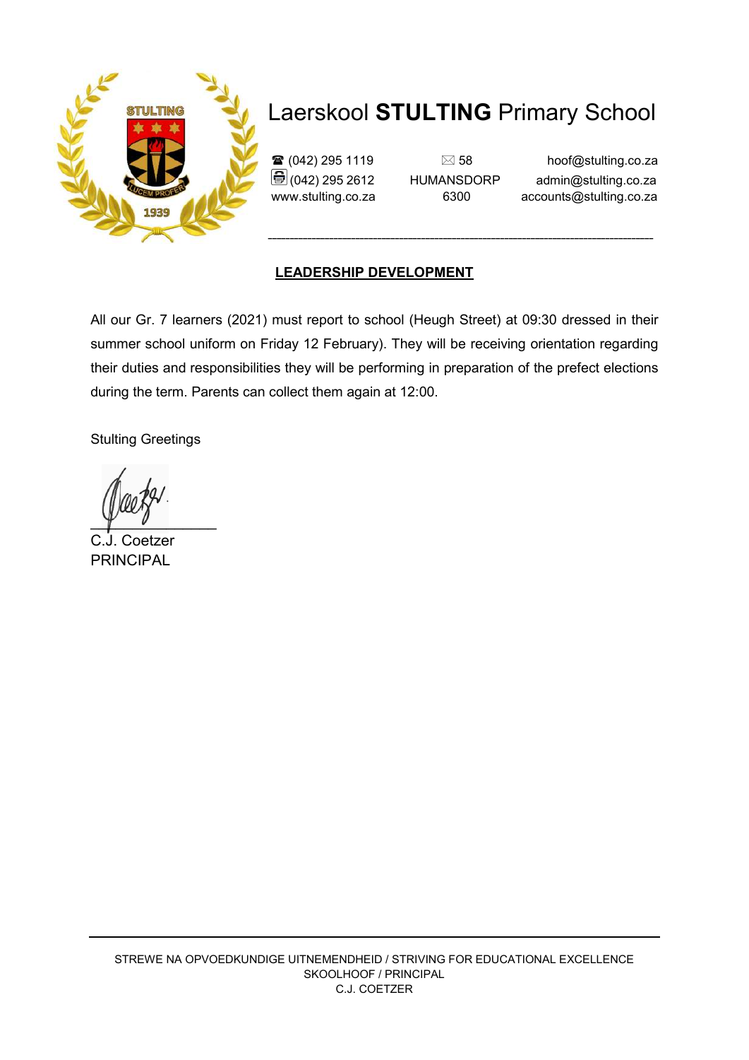# Laerskool **STULTING** Primary School

☎ (042) 295 1119
(042) 295 2612
www.stulting.co.za

✉ 58
HUMANSDORP
6300

hoof@stulting.co.za
admin@stulting.co.za
accounts@stulting.co.za

## **LEADERSHIP DEVELOPMENT**

All our Gr. 7 learners (2021) must report to school (Heugh Street) at 09:30 dressed in their summer school uniform on Friday 12 February). They will be receiving orientation regarding their duties and responsibilities they will be performing in preparation of the prefect elections during the term. Parents can collect them again at 12:00.

Stulting Greetings

C.J. Coetzer
PRINCIPAL

STREWE NA OPVOEDKUNDIGE UITNEMENDHEID / STRIVING FOR EDUCATIONAL EXCELLENCE
SKOOLHOOF / PRINCIPAL
C.J. COETZER